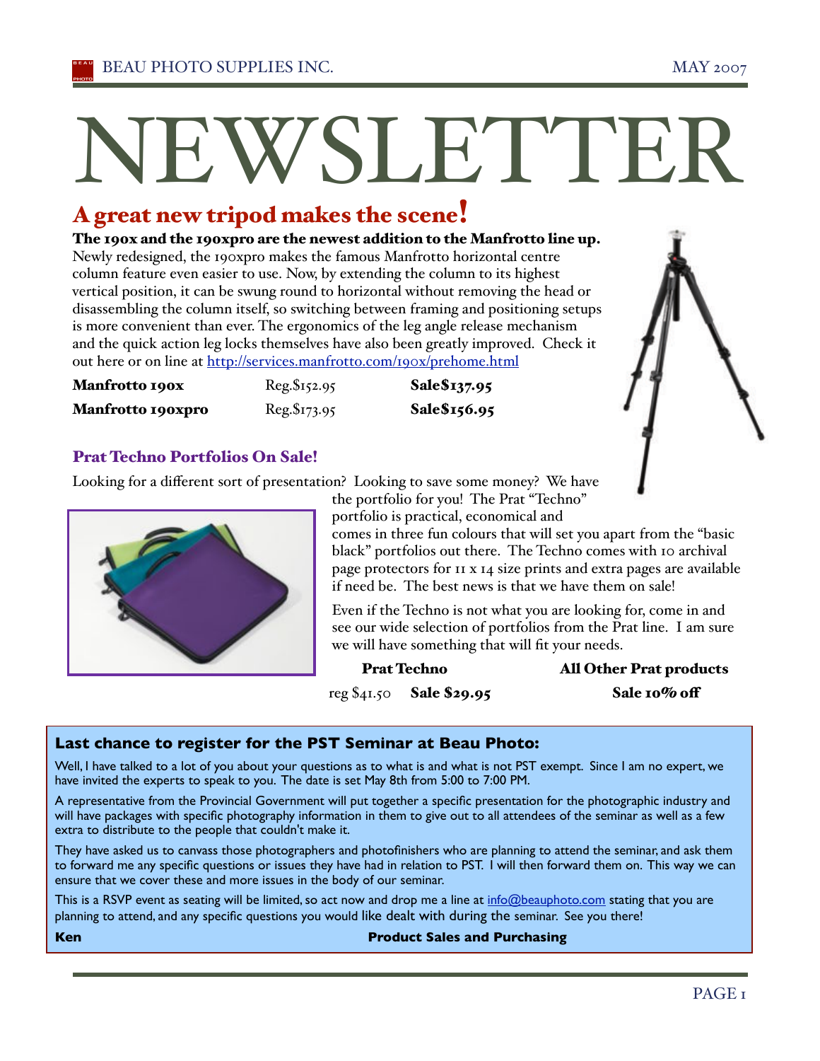# NEWSLETTER

## A great new tripod makes the scene!

**The 190x and the 190xpro are the newest addition to the Manfrotto line up.**

Newly redesigned, the 190xpro makes the famous Manfrotto horizontal centre column feature even easier to use. Now, by extending the column to its highest vertical position, it can be swung round to horizontal without removing the head or disassembling the column itself, so switching between framing and positioning setups is more convenient than ever. The ergonomics of the leg angle release mechanism and the quick action leg locks themselves have also been greatly improved. Check it out here or on line at http://services.manfrotto.com/190x/prehome.html

| | | |
|---|---|---|
| **Manfrotto 190x** | Reg.$152.95 | **Sale$137.95** |
| **Manfrotto 190xpro** | Reg.$173.95 | **Sale$156.95** |

### Prat Techno Portfolios On Sale!

Looking for a different sort of presentation? Looking to save some money? We have the portfolio for you! The Prat "Techno" portfolio is practical, economical and comes in three fun colours that will set you apart from the "basic black" portfolios out there. The Techno comes with 10 archival page protectors for 11 x 14 size prints and extra pages are available if need be. The best news is that we have them on sale!

Even if the Techno is not what you are looking for, come in and see our wide selection of portfolios from the Prat line. I am sure we will have something that will fit your needs.

| **Prat Techno** | | **All Other Prat products** |
|---|---|---|
| reg $41.50 | **Sale $29.95** | **Sale 10% off** |

### Last chance to register for the PST Seminar at Beau Photo:

Well, I have talked to a lot of you about your questions as to what is and what is not PST exempt. Since I am no expert, we have invited the experts to speak to you. The date is set May 8th from 5:00 to 7:00 PM.

A representative from the Provincial Government will put together a specific presentation for the photographic industry and will have packages with specific photography information in them to give out to all attendees of the seminar as well as a few extra to distribute to the people that couldn't make it.

They have asked us to canvass those photographers and photofinishers who are planning to attend the seminar, and ask them to forward me any specific questions or issues they have had in relation to PST. I will then forward them on. This way we can ensure that we cover these and more issues in the body of our seminar.

This is a RSVP event as seating will be limited, so act now and drop me a line at info@beauphoto.com stating that you are planning to attend, and any specific questions you would like dealt with during the seminar. See you there!

**Ken** — **Product Sales and Purchasing**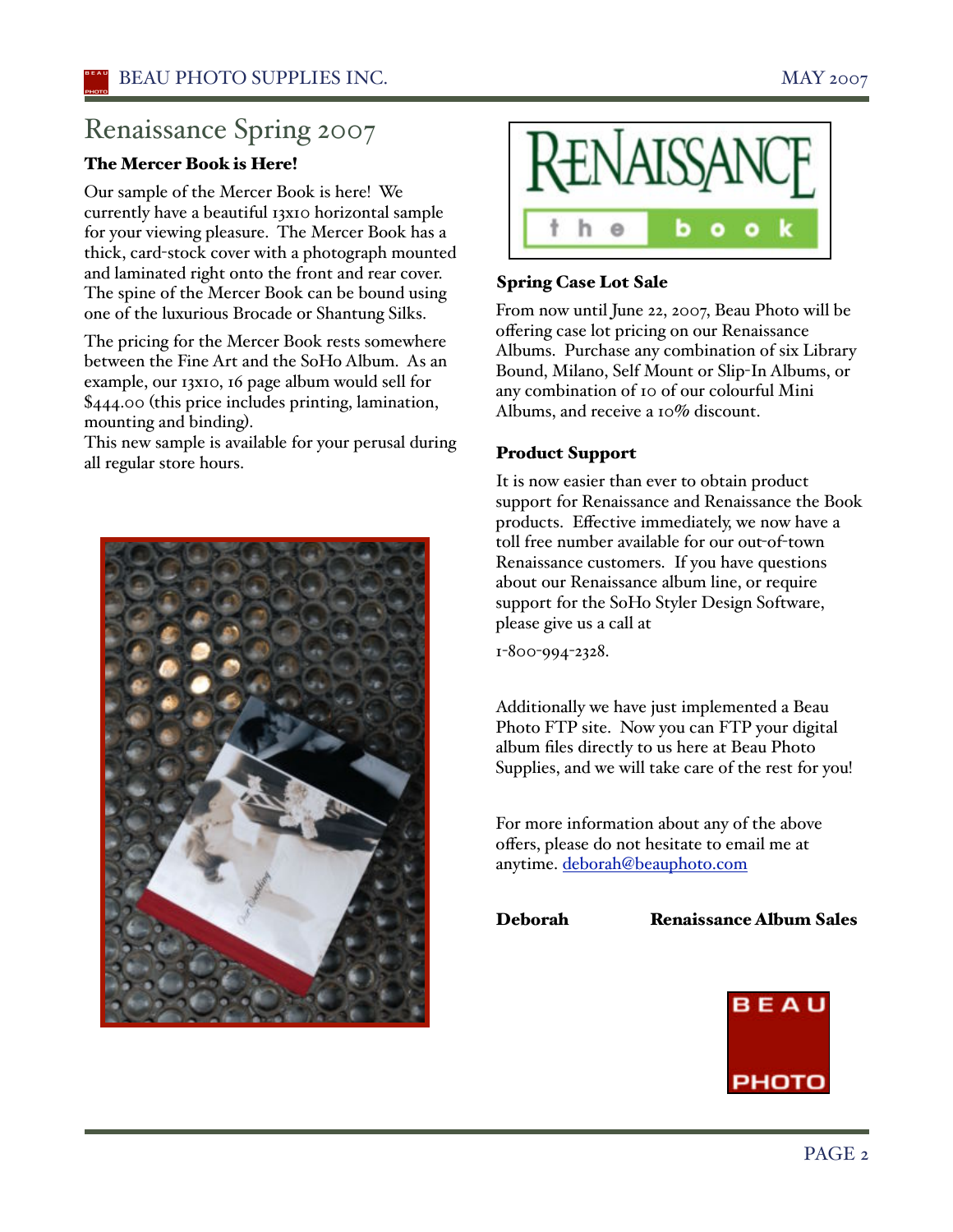# Renaissance Spring 2007

### The Mercer Book is Here!

Our sample of the Mercer Book is here! We currently have a beautiful 13x10 horizontal sample for your viewing pleasure. The Mercer Book has a thick, card-stock cover with a photograph mounted and laminated right onto the front and rear cover. The spine of the Mercer Book can be bound using one of the luxurious Brocade or Shantung Silks.

The pricing for the Mercer Book rests somewhere between the Fine Art and the SoHo Album. As an example, our 13x10, 16 page album would sell for $444.00 (this price includes printing, lamination, mounting and binding).

This new sample is available for your perusal during all regular store hours.

### Spring Case Lot Sale

From now until June 22, 2007, Beau Photo will be offering case lot pricing on our Renaissance Albums. Purchase any combination of six Library Bound, Milano, Self Mount or Slip-In Albums, or any combination of 10 of our colourful Mini Albums, and receive a 10% discount.

### Product Support

It is now easier than ever to obtain product support for Renaissance and Renaissance the Book products. Effective immediately, we now have a toll free number available for our out-of-town Renaissance customers. If you have questions about our Renaissance album line, or require support for the SoHo Styler Design Software, please give us a call at

1-800-994-2328.

Additionally we have just implemented a Beau Photo FTP site. Now you can FTP your digital album files directly to us here at Beau Photo Supplies, and we will take care of the rest for you!

For more information about any of the above offers, please do not hesitate to email me at anytime. deborah@beauphoto.com

**Deborah** **Renaissance Album Sales**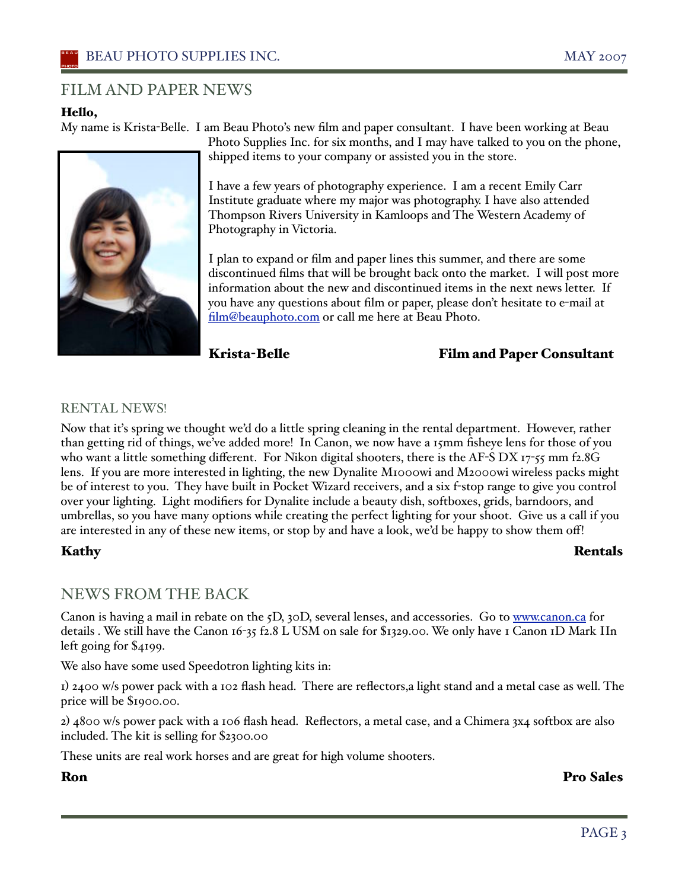## FILM AND PAPER NEWS

**Hello,**

My name is Krista-Belle. I am Beau Photo's new film and paper consultant. I have been working at Beau Photo Supplies Inc. for six months, and I may have talked to you on the phone, shipped items to your company or assisted you in the store.

I have a few years of photography experience. I am a recent Emily Carr Institute graduate where my major was photography. I have also attended Thompson Rivers University in Kamloops and The Western Academy of Photography in Victoria.

I plan to expand or film and paper lines this summer, and there are some discontinued films that will be brought back onto the market. I will post more information about the new and discontinued items in the next news letter. If you have any questions about film or paper, please don't hesitate to e-mail at film@beauphoto.com or call me here at Beau Photo.

**Krista-Belle** **Film and Paper Consultant**

## RENTAL NEWS!

Now that it's spring we thought we'd do a little spring cleaning in the rental department. However, rather than getting rid of things, we've added more! In Canon, we now have a 15mm fisheye lens for those of you who want a little something different. For Nikon digital shooters, there is the AF-S DX 17-55 mm f2.8G lens. If you are more interested in lighting, the new Dynalite M1000wi and M2000wi wireless packs might be of interest to you. They have built in Pocket Wizard receivers, and a six f-stop range to give you control over your lighting. Light modifiers for Dynalite include a beauty dish, softboxes, grids, barndoors, and umbrellas, so you have many options while creating the perfect lighting for your shoot. Give us a call if you are interested in any of these new items, or stop by and have a look, we'd be happy to show them off!

**Kathy** **Rentals**

## NEWS FROM THE BACK

Canon is having a mail in rebate on the 5D, 30D, several lenses, and accessories. Go to www.canon.ca for details . We still have the Canon 16-35 f2.8 L USM on sale for $1329.00. We only have 1 Canon 1D Mark IIn left going for $4199.

We also have some used Speedotron lighting kits in:

1) 2400 w/s power pack with a 102 flash head. There are reflectors,a light stand and a metal case as well. The price will be $1900.00.

2) 4800 w/s power pack with a 106 flash head. Reflectors, a metal case, and a Chimera 3x4 softbox are also included. The kit is selling for $2300.00

These units are real work horses and are great for high volume shooters.

**Ron** **Pro Sales**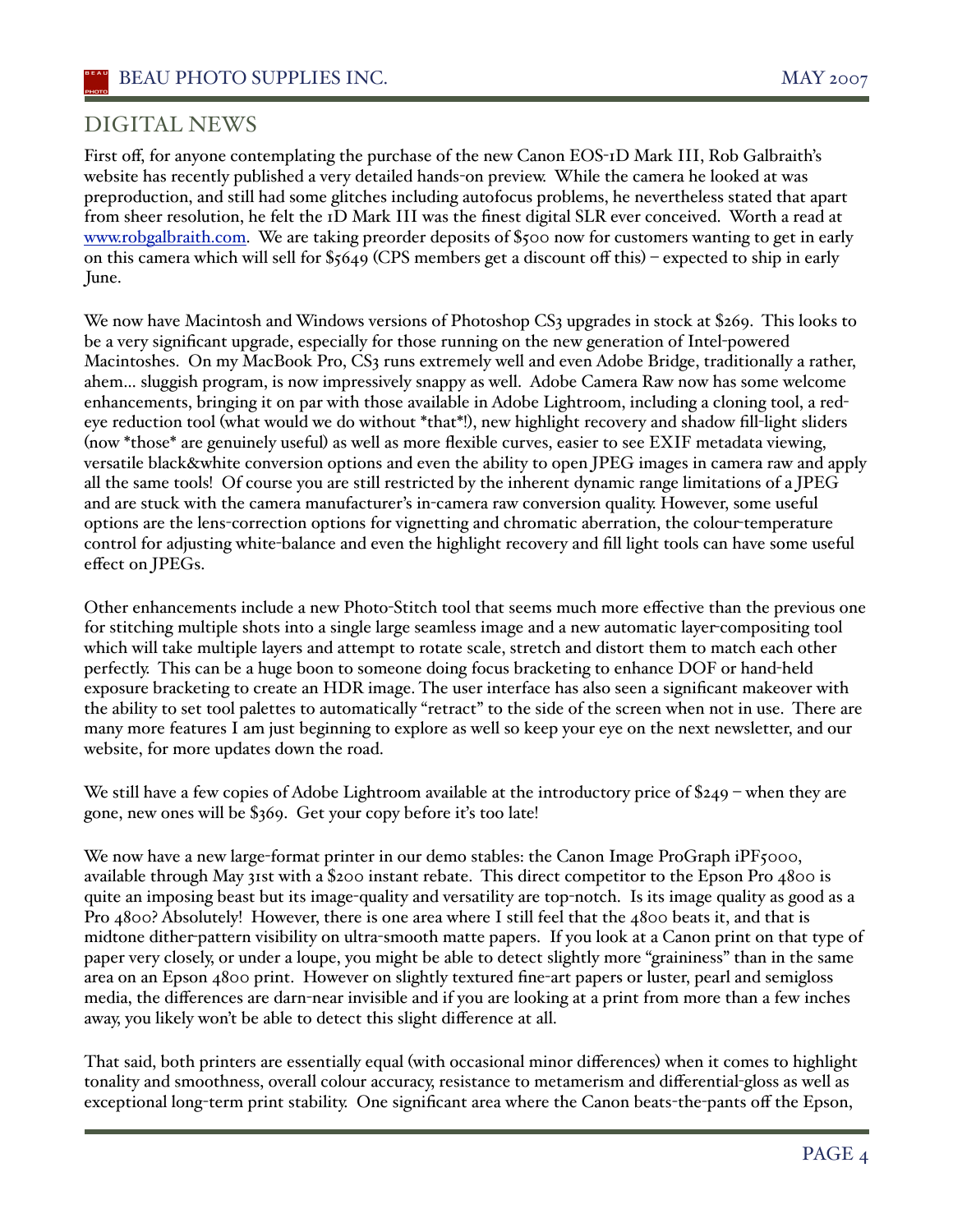## DIGITAL NEWS

First off, for anyone contemplating the purchase of the new Canon EOS-1D Mark III, Rob Galbraith's website has recently published a very detailed hands-on preview. While the camera he looked at was preproduction, and still had some glitches including autofocus problems, he nevertheless stated that apart from sheer resolution, he felt the 1D Mark III was the finest digital SLR ever conceived. Worth a read at [www.robgalbraith.com](http://www.robgalbraith.com). We are taking preorder deposits of $500 now for customers wanting to get in early on this camera which will sell for $5649 (CPS members get a discount off this) – expected to ship in early June.

We now have Macintosh and Windows versions of Photoshop CS3 upgrades in stock at $269. This looks to be a very significant upgrade, especially for those running on the new generation of Intel-powered Macintoshes. On my MacBook Pro, CS3 runs extremely well and even Adobe Bridge, traditionally a rather, ahem... sluggish program, is now impressively snappy as well. Adobe Camera Raw now has some welcome enhancements, bringing it on par with those available in Adobe Lightroom, including a cloning tool, a red-eye reduction tool (what would we do without *that*!), new highlight recovery and shadow fill-light sliders (now *those* are genuinely useful) as well as more flexible curves, easier to see EXIF metadata viewing, versatile black&white conversion options and even the ability to open JPEG images in camera raw and apply all the same tools! Of course you are still restricted by the inherent dynamic range limitations of a JPEG and are stuck with the camera manufacturer's in-camera raw conversion quality. However, some useful options are the lens-correction options for vignetting and chromatic aberration, the colour-temperature control for adjusting white-balance and even the highlight recovery and fill light tools can have some useful effect on JPEGs.

Other enhancements include a new Photo-Stitch tool that seems much more effective than the previous one for stitching multiple shots into a single large seamless image and a new automatic layer-compositing tool which will take multiple layers and attempt to rotate scale, stretch and distort them to match each other perfectly. This can be a huge boon to someone doing focus bracketing to enhance DOF or hand-held exposure bracketing to create an HDR image. The user interface has also seen a significant makeover with the ability to set tool palettes to automatically "retract" to the side of the screen when not in use. There are many more features I am just beginning to explore as well so keep your eye on the next newsletter, and our website, for more updates down the road.

We still have a few copies of Adobe Lightroom available at the introductory price of $249 – when they are gone, new ones will be $369. Get your copy before it's too late!

We now have a new large-format printer in our demo stables: the Canon Image ProGraph iPF5000, available through May 31st with a $200 instant rebate. This direct competitor to the Epson Pro 4800 is quite an imposing beast but its image-quality and versatility are top-notch. Is its image quality as good as a Pro 4800? Absolutely! However, there is one area where I still feel that the 4800 beats it, and that is midtone dither-pattern visibility on ultra-smooth matte papers. If you look at a Canon print on that type of paper very closely, or under a loupe, you might be able to detect slightly more "graininess" than in the same area on an Epson 4800 print. However on slightly textured fine-art papers or luster, pearl and semigloss media, the differences are darn-near invisible and if you are looking at a print from more than a few inches away, you likely won't be able to detect this slight difference at all.

That said, both printers are essentially equal (with occasional minor differences) when it comes to highlight tonality and smoothness, overall colour accuracy, resistance to metamerism and differential-gloss as well as exceptional long-term print stability. One significant area where the Canon beats-the-pants off the Epson,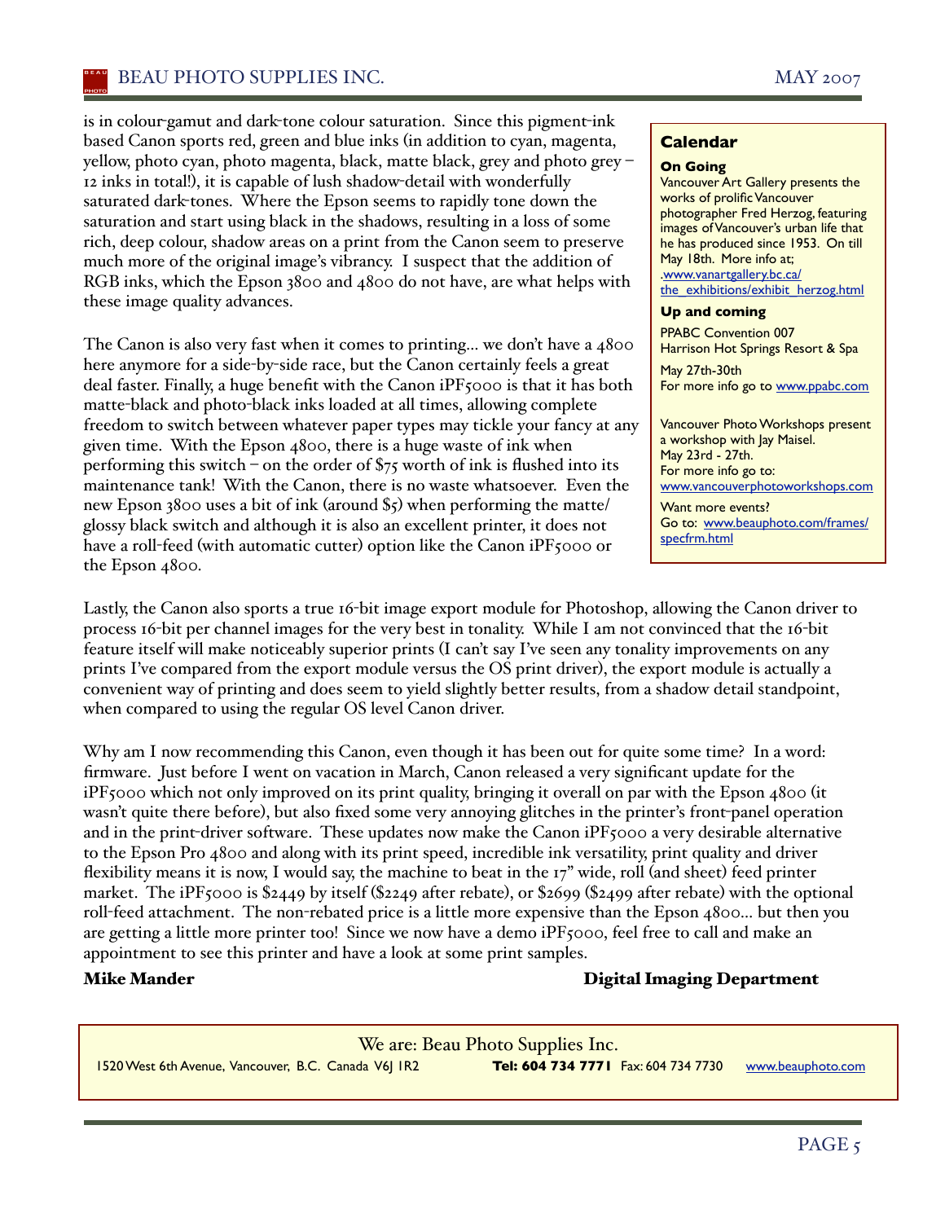is in colour-gamut and dark-tone colour saturation. Since this pigment-ink based Canon sports red, green and blue inks (in addition to cyan, magenta, yellow, photo cyan, photo magenta, black, matte black, grey and photo grey – 12 inks in total!), it is capable of lush shadow-detail with wonderfully saturated dark-tones. Where the Epson seems to rapidly tone down the saturation and start using black in the shadows, resulting in a loss of some rich, deep colour, shadow areas on a print from the Canon seem to preserve much more of the original image's vibrancy. I suspect that the addition of RGB inks, which the Epson 3800 and 4800 do not have, are what helps with these image quality advances.

The Canon is also very fast when it comes to printing… we don't have a 4800 here anymore for a side-by-side race, but the Canon certainly feels a great deal faster. Finally, a huge benefit with the Canon iPF5000 is that it has both matte-black and photo-black inks loaded at all times, allowing complete freedom to switch between whatever paper types may tickle your fancy at any given time. With the Epson 4800, there is a huge waste of ink when performing this switch – on the order of $75 worth of ink is flushed into its maintenance tank! With the Canon, there is no waste whatsoever. Even the new Epson 3800 uses a bit of ink (around $5) when performing the matte/glossy black switch and although it is also an excellent printer, it does not have a roll-feed (with automatic cutter) option like the Canon iPF5000 or the Epson 4800.

Lastly, the Canon also sports a true 16-bit image export module for Photoshop, allowing the Canon driver to process 16-bit per channel images for the very best in tonality. While I am not convinced that the 16-bit feature itself will make noticeably superior prints (I can't say I've seen any tonality improvements on any prints I've compared from the export module versus the OS print driver), the export module is actually a convenient way of printing and does seem to yield slightly better results, from a shadow detail standpoint, when compared to using the regular OS level Canon driver.

Why am I now recommending this Canon, even though it has been out for quite some time? In a word: firmware. Just before I went on vacation in March, Canon released a very significant update for the iPF5000 which not only improved on its print quality, bringing it overall on par with the Epson 4800 (it wasn't quite there before), but also fixed some very annoying glitches in the printer's front-panel operation and in the print-driver software. These updates now make the Canon iPF5000 a very desirable alternative to the Epson Pro 4800 and along with its print speed, incredible ink versatility, print quality and driver flexibility means it is now, I would say, the machine to beat in the 17" wide, roll (and sheet) feed printer market. The iPF5000 is $2449 by itself ($2249 after rebate), or $2699 ($2499 after rebate) with the optional roll-feed attachment. The non-rebated price is a little more expensive than the Epson 4800… but then you are getting a little more printer too! Since we now have a demo iPF5000, feel free to call and make an appointment to see this printer and have a look at some print samples.

**Mike Mander** **Digital Imaging Department**

## Calendar

### On Going

Vancouver Art Gallery presents the works of prolific Vancouver photographer Fred Herzog, featuring images of Vancouver's urban life that he has produced since 1953. On till May 18th. More info at; .www.vanartgallery.bc.ca/the_exhibitions/exhibit_herzog.html

### Up and coming

PPABC Convention 007
Harrison Hot Springs Resort & Spa

May 27th-30th
For more info go to www.ppabc.com

Vancouver Photo Workshops present a workshop with Jay Maisel.
May 23rd - 27th.
For more info go to:
www.vancouverphotoworkshops.com

Want more events?
Go to: www.beauphoto.com/frames/specfrm.html

We are: Beau Photo Supplies Inc.
1520 West 6th Avenue, Vancouver, B.C. Canada V6J 1R2 **Tel: 604 734 7771** Fax: 604 734 7730 www.beauphoto.com